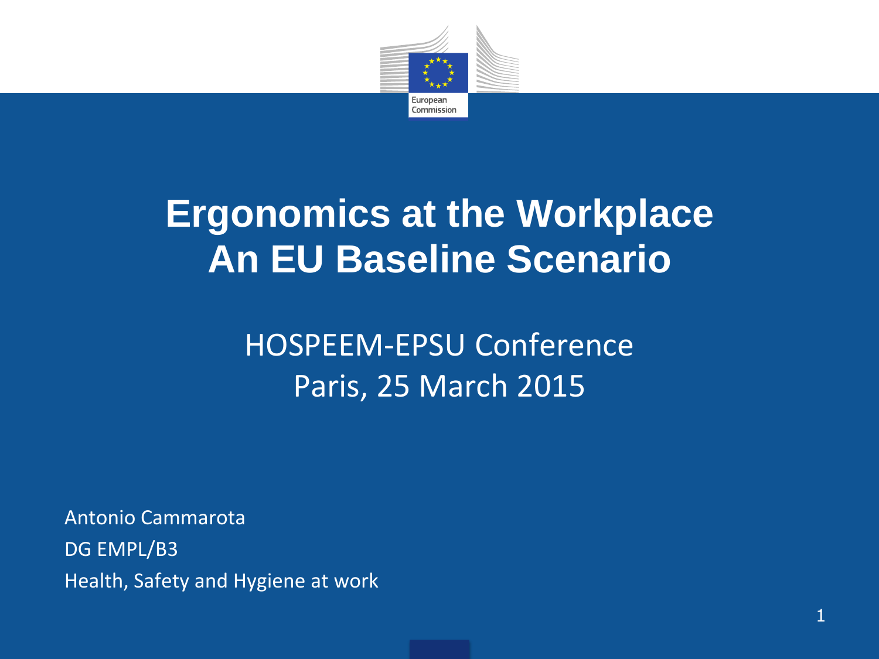# Ergonomics at the Workplace
# An EU Baseline Scenario

HOSPEEM-EPSU Conference
Paris, 25 March 2015

Antonio Cammarota
DG EMPL/B3
Health, Safety and Hygiene at work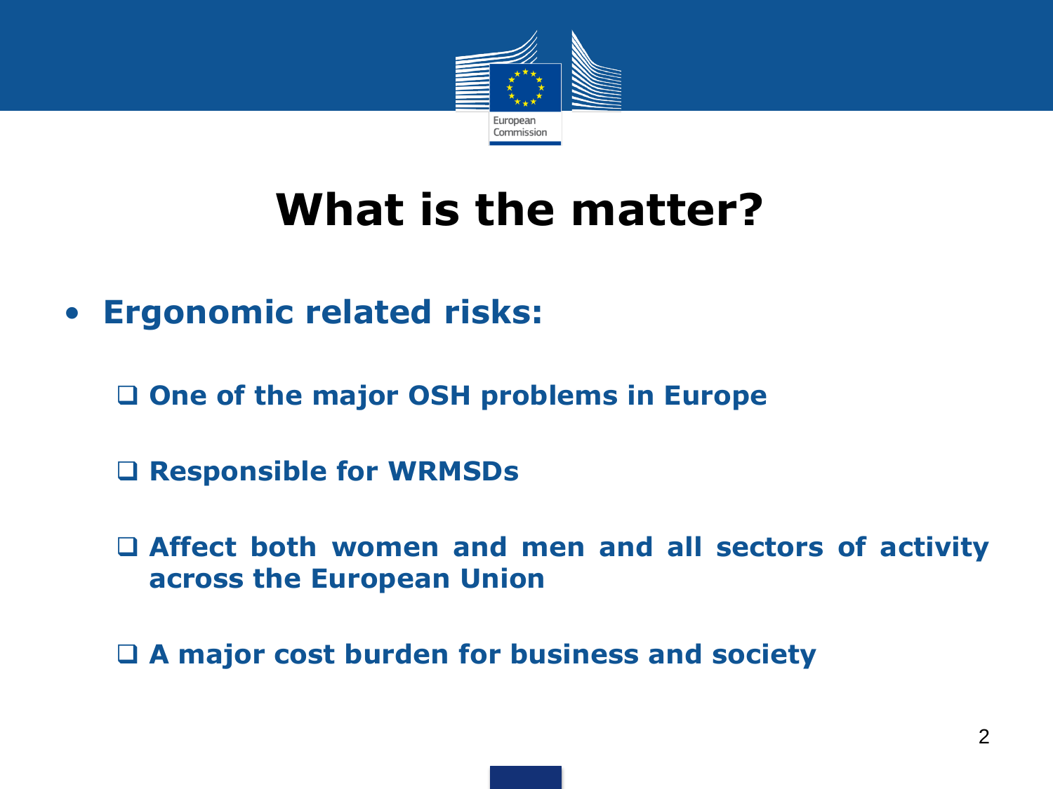# What is the matter?

- **Ergonomic related risks:**
  - **One of the major OSH problems in Europe**
  - **Responsible for WRMSDs**
  - **Affect both women and men and all sectors of activity across the European Union**
  - **A major cost burden for business and society**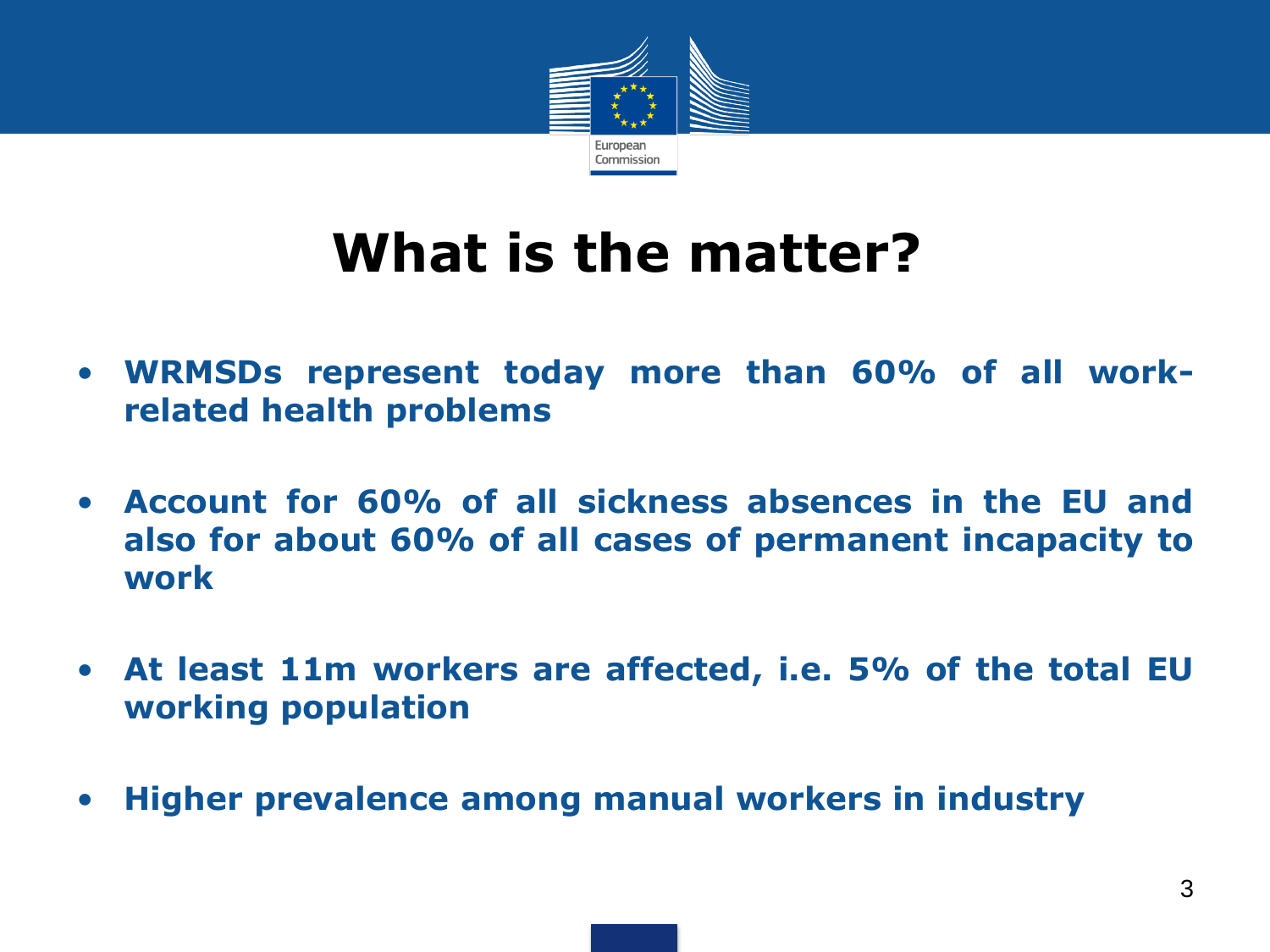# What is the matter?

- **WRMSDs represent today more than 60% of all work-related health problems**
- **Account for 60% of all sickness absences in the EU and also for about 60% of all cases of permanent incapacity to work**
- **At least 11m workers are affected, i.e. 5% of the total EU working population**
- **Higher prevalence among manual workers in industry**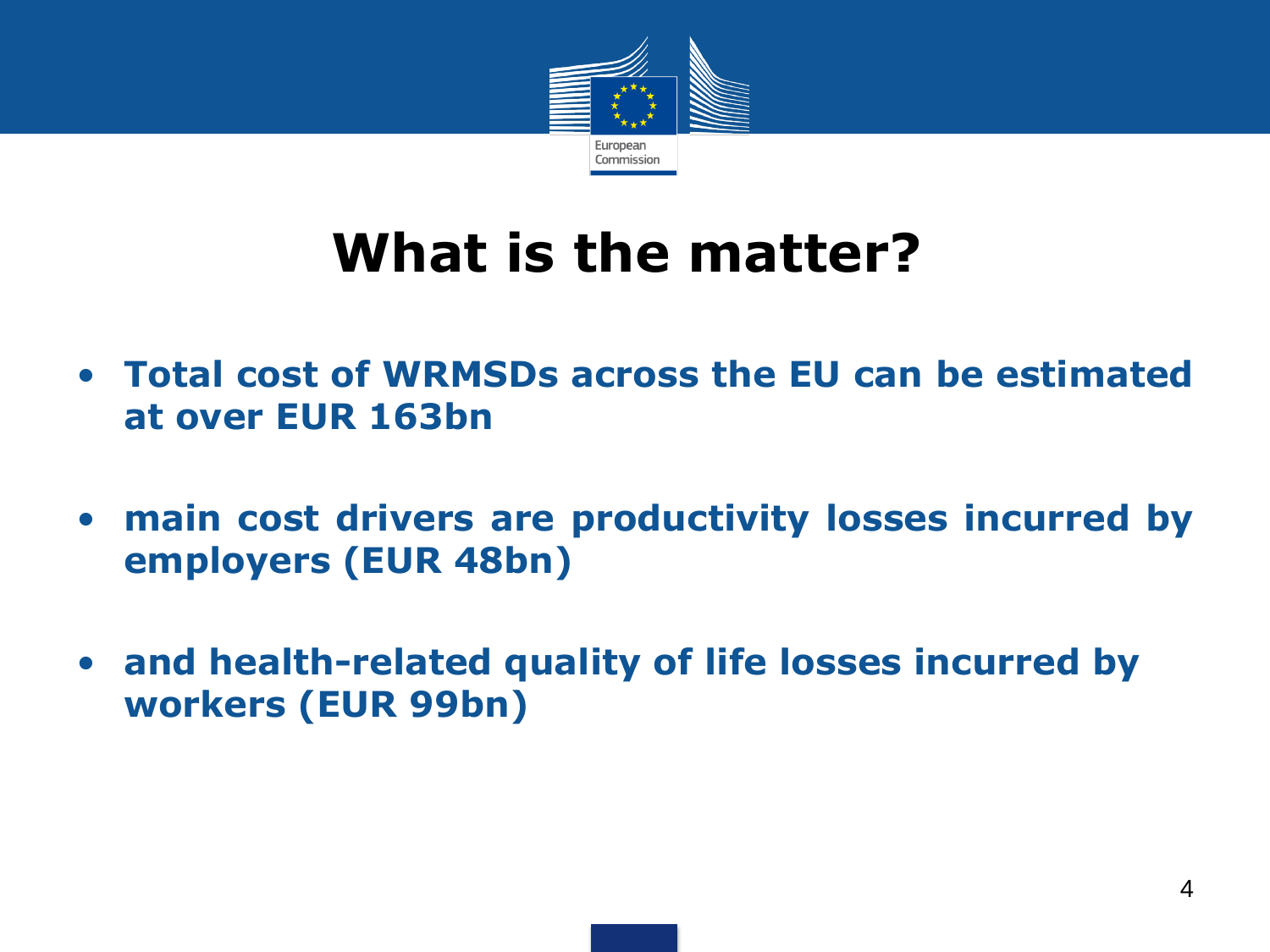# What is the matter?

- **Total cost of WRMSDs across the EU can be estimated at over EUR 163bn**
- **main cost drivers are productivity losses incurred by employers (EUR 48bn)**
- **and health-related quality of life losses incurred by workers (EUR 99bn)**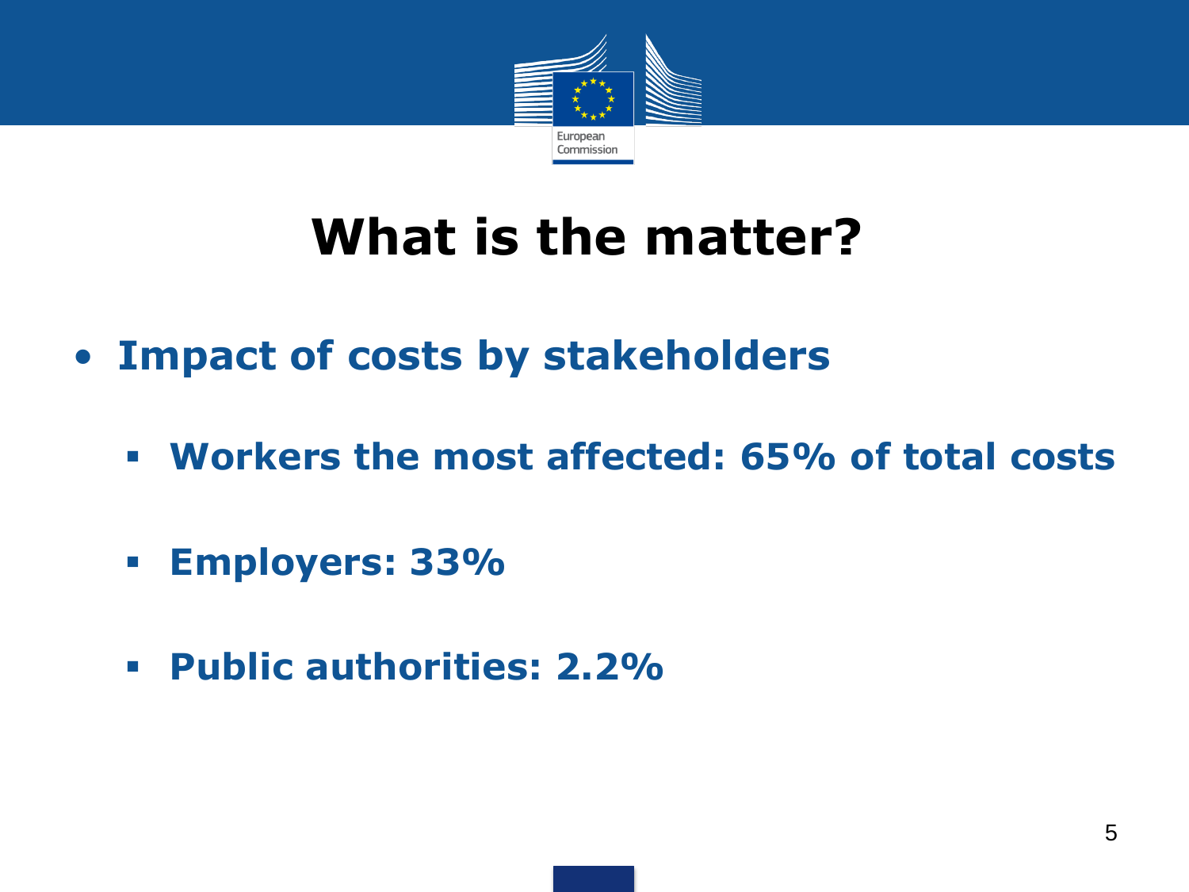# What is the matter?

- **Impact of costs by stakeholders**
  - **Workers the most affected: 65% of total costs**
  - **Employers: 33%**
  - **Public authorities: 2.2%**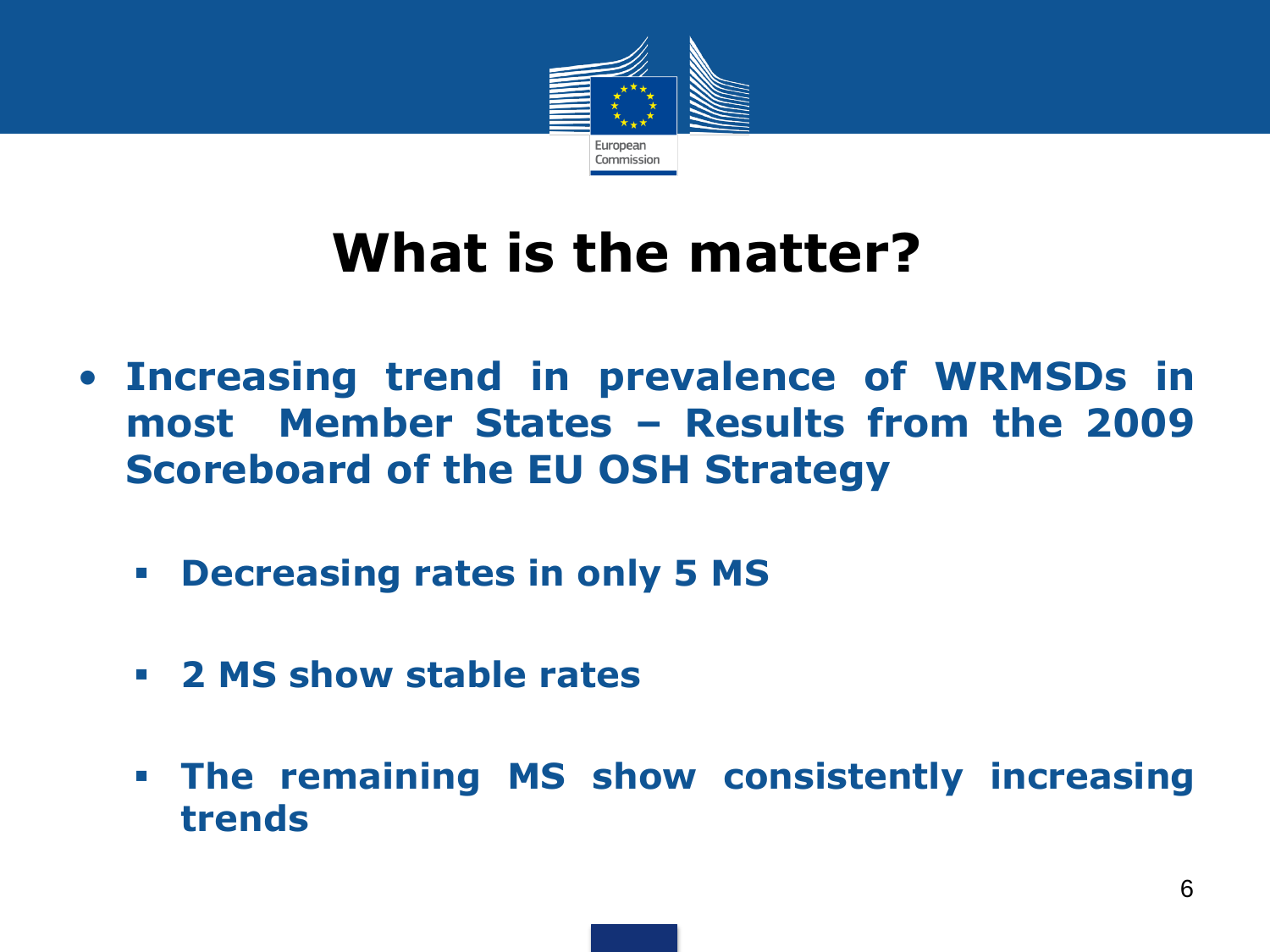# What is the matter?

- **Increasing trend in prevalence of WRMSDs in most Member States – Results from the 2009 Scoreboard of the EU OSH Strategy**
  - **Decreasing rates in only 5 MS**
  - **2 MS show stable rates**
  - **The remaining MS show consistently increasing trends**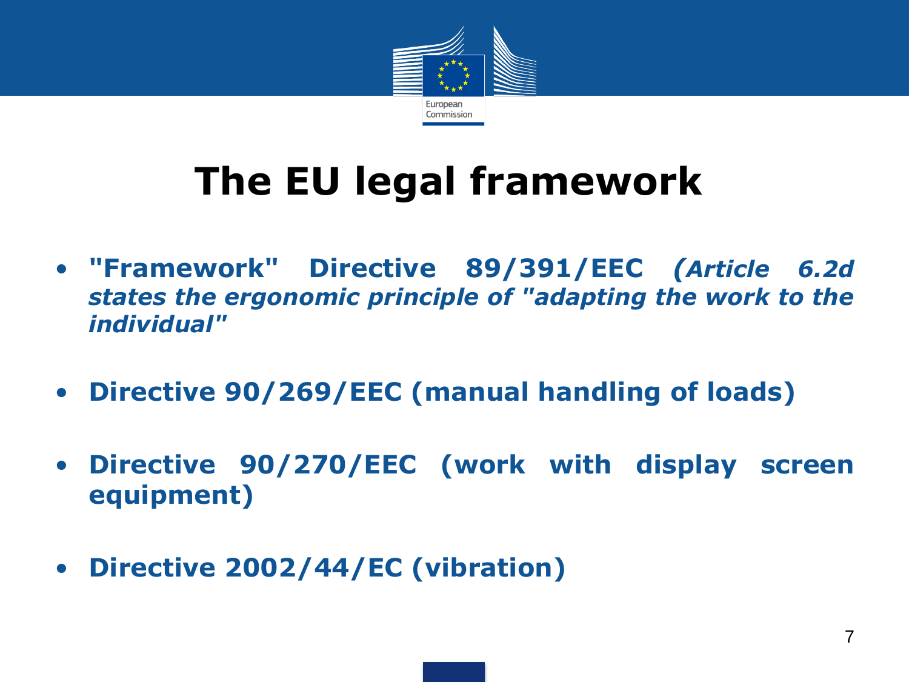# The EU legal framework

- **"Framework" Directive 89/391/EEC *(Article 6.2d states the ergonomic principle of "adapting the work to the individual"***
- **Directive 90/269/EEC (manual handling of loads)**
- **Directive 90/270/EEC (work with display screen equipment)**
- **Directive 2002/44/EC (vibration)**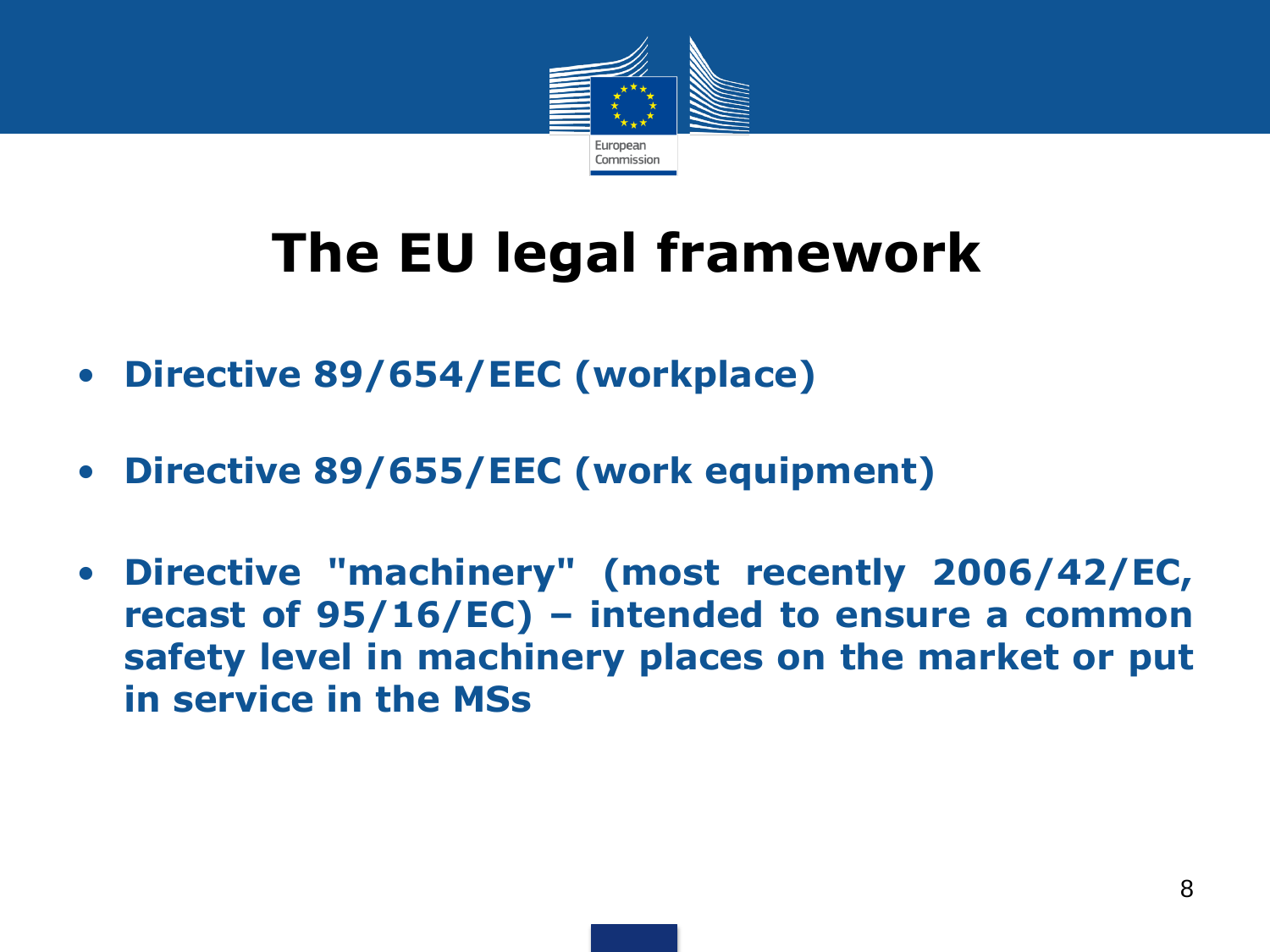# The EU legal framework

- **Directive 89/654/EEC (workplace)**
- **Directive 89/655/EEC (work equipment)**
- **Directive "machinery" (most recently 2006/42/EC, recast of 95/16/EC) – intended to ensure a common safety level in machinery places on the market or put in service in the MSs**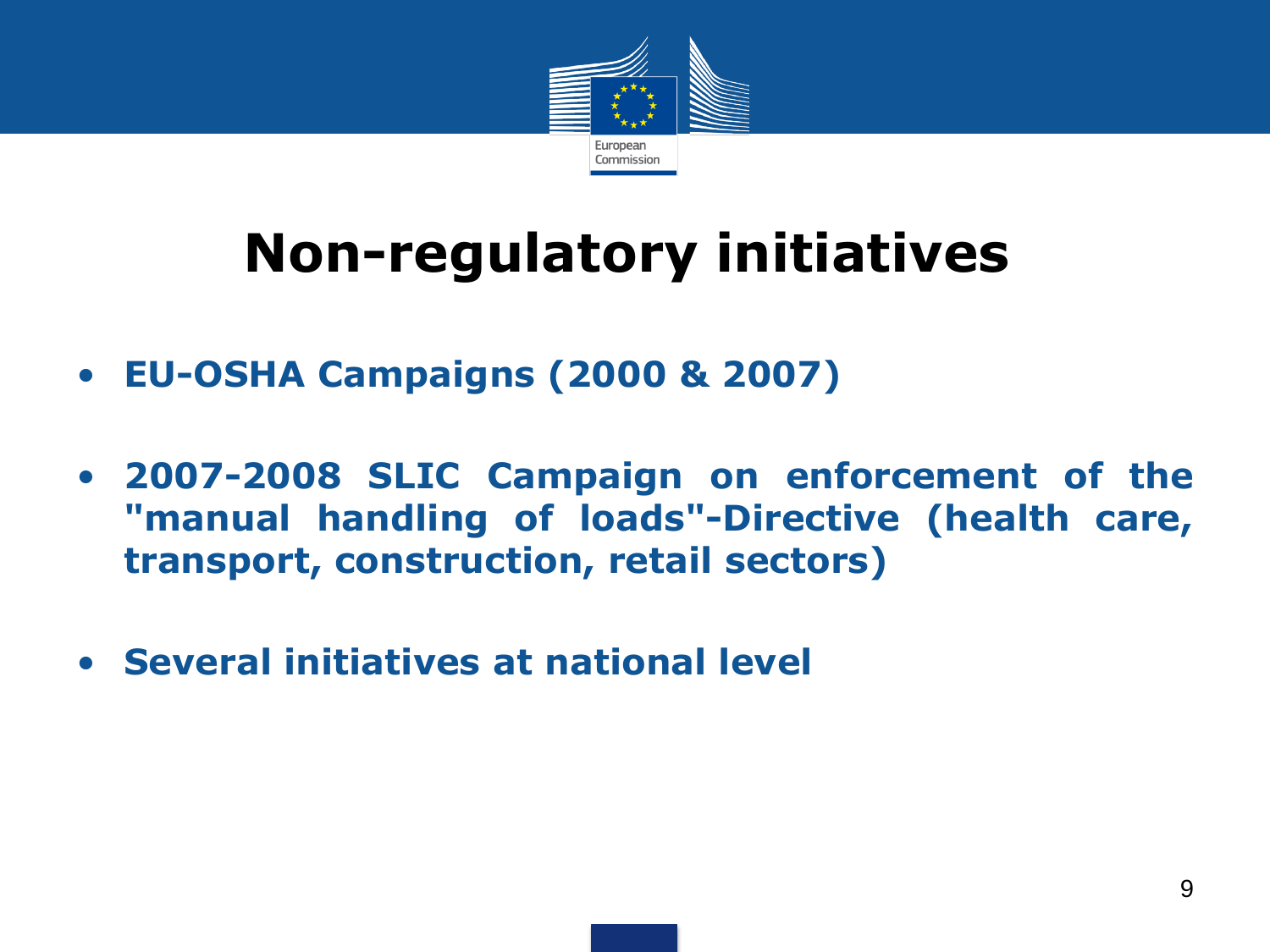# Non-regulatory initiatives

- **EU-OSHA Campaigns (2000 & 2007)**
- **2007-2008 SLIC Campaign on enforcement of the "manual handling of loads"-Directive (health care, transport, construction, retail sectors)**
- **Several initiatives at national level**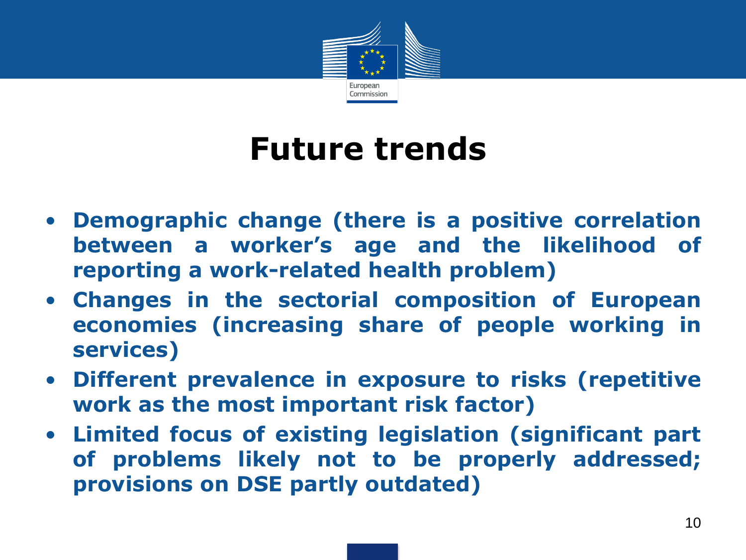# Future trends

- **Demographic change (there is a positive correlation between a worker's age and the likelihood of reporting a work-related health problem)**
- **Changes in the sectorial composition of European economies (increasing share of people working in services)**
- **Different prevalence in exposure to risks (repetitive work as the most important risk factor)**
- **Limited focus of existing legislation (significant part of problems likely not to be properly addressed; provisions on DSE partly outdated)**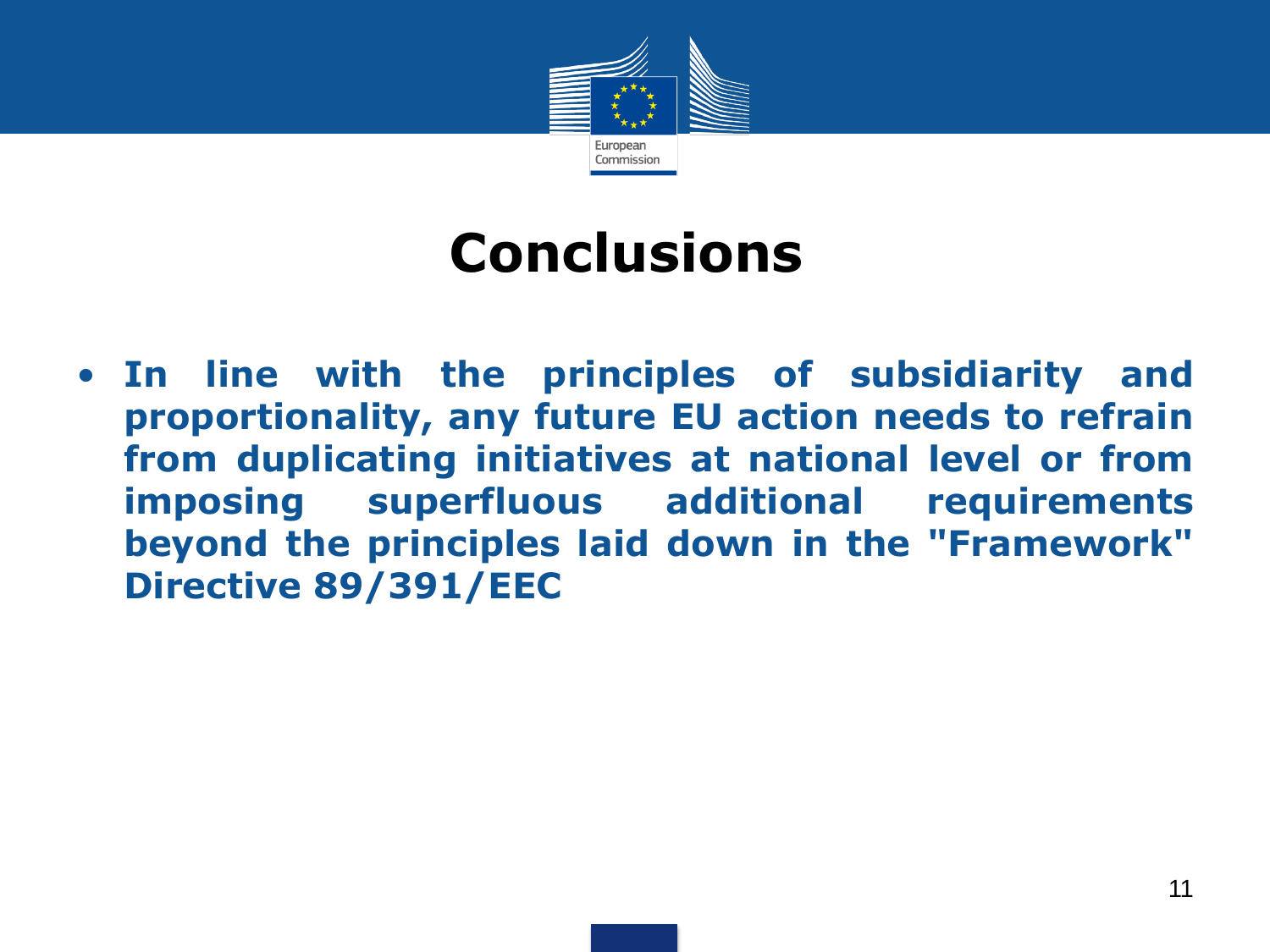# Conclusions

- **In line with the principles of subsidiarity and proportionality, any future EU action needs to refrain from duplicating initiatives at national level or from imposing superfluous additional requirements beyond the principles laid down in the "Framework" Directive 89/391/EEC**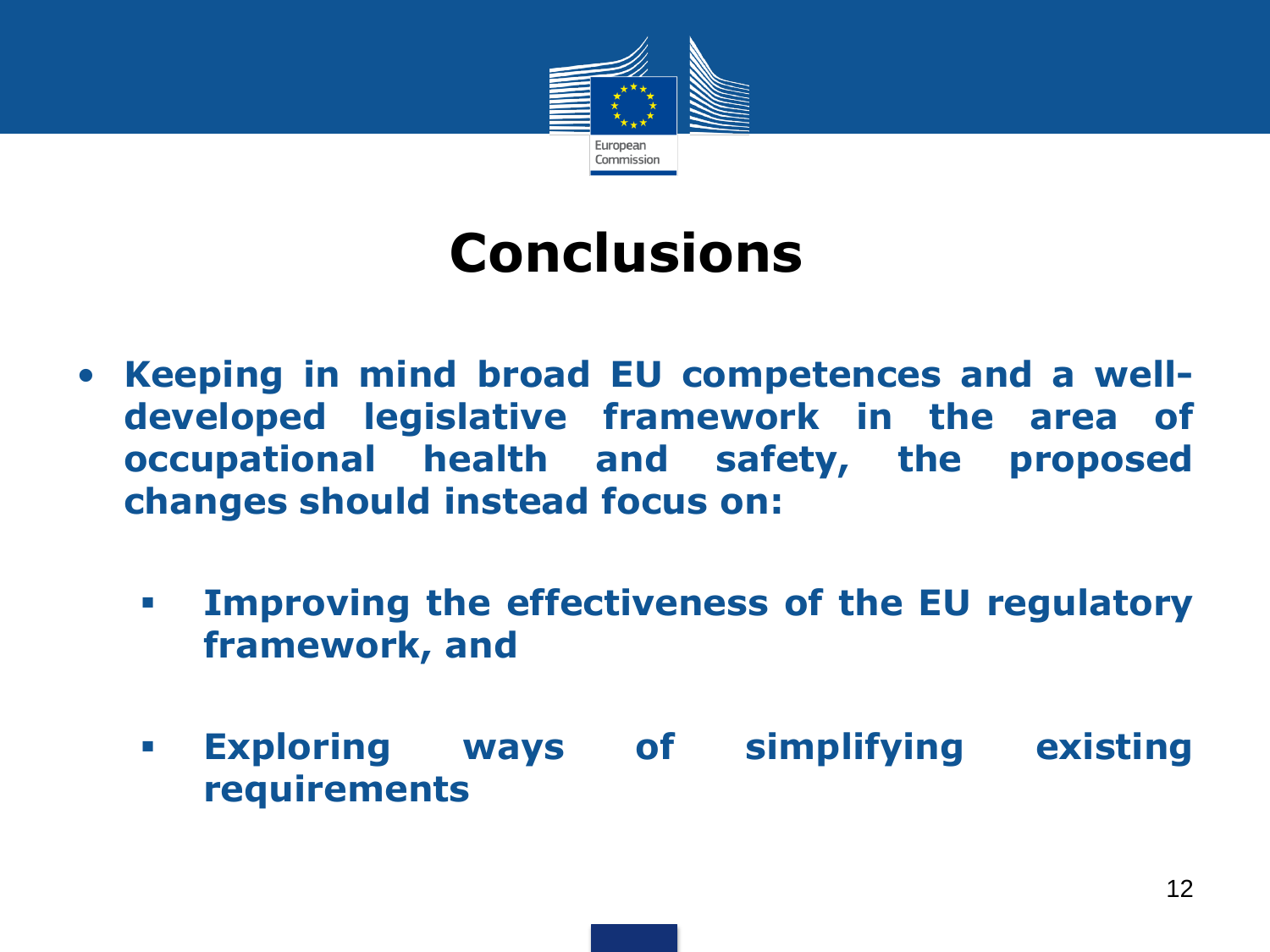# Conclusions

- **Keeping in mind broad EU competences and a well-developed legislative framework in the area of occupational health and safety, the proposed changes should instead focus on:**
  - **Improving the effectiveness of the EU regulatory framework, and**
  - **Exploring ways of simplifying existing requirements**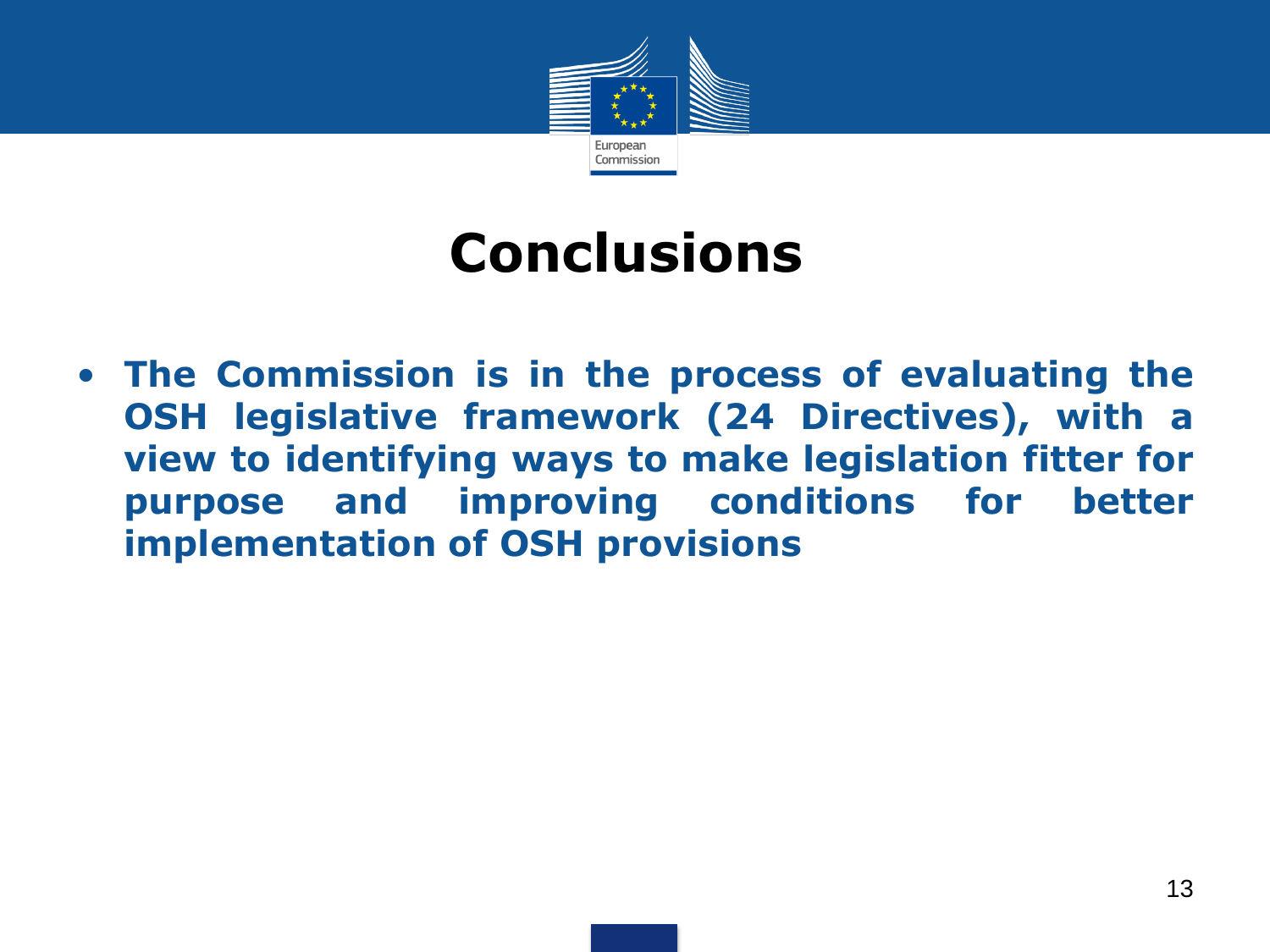# Conclusions

- **The Commission is in the process of evaluating the OSH legislative framework (24 Directives), with a view to identifying ways to make legislation fitter for purpose and improving conditions for better implementation of OSH provisions**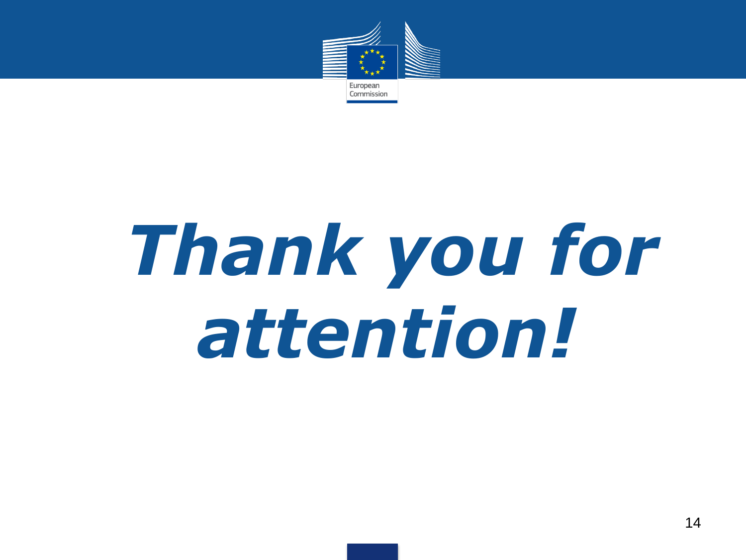# *Thank you for attention!*